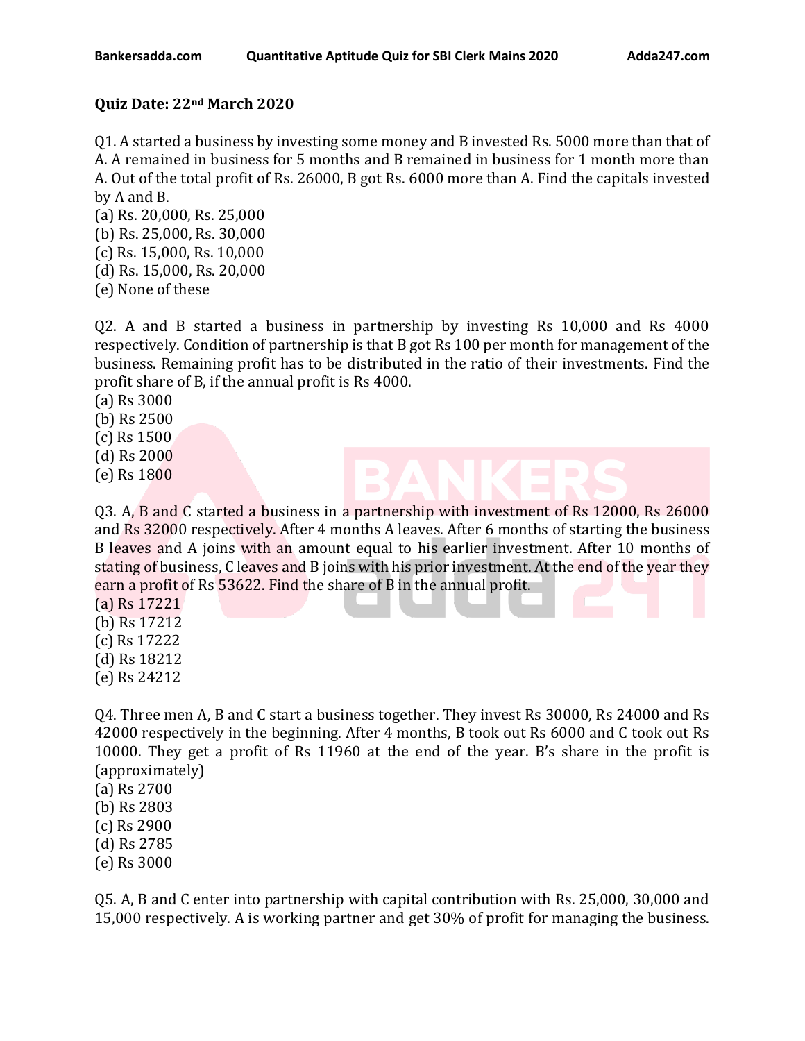**Quiz Date: 22nd March 2020**

Q1. A started a business by investing some money and B invested Rs. 5000 more than that of A. A remained in business for 5 months and B remained in business for 1 month more than A. Out of the total profit of Rs. 26000, B got Rs. 6000 more than A. Find the capitals invested by A and B.

(a) Rs. 20,000, Rs. 25,000
(b) Rs. 25,000, Rs. 30,000
(c) Rs. 15,000, Rs. 10,000
(d) Rs. 15,000, Rs. 20,000
(e) None of these

Q2. A and B started a business in partnership by investing Rs 10,000 and Rs 4000 respectively. Condition of partnership is that B got Rs 100 per month for management of the business. Remaining profit has to be distributed in the ratio of their investments. Find the profit share of B, if the annual profit is Rs 4000.

(a) Rs 3000
(b) Rs 2500
(c) Rs 1500
(d) Rs 2000
(e) Rs 1800

Q3. A, B and C started a business in a partnership with investment of Rs 12000, Rs 26000 and Rs 32000 respectively. After 4 months A leaves. After 6 months of starting the business B leaves and A joins with an amount equal to his earlier investment. After 10 months of stating of business, C leaves and B joins with his prior investment. At the end of the year they earn a profit of Rs 53622. Find the share of B in the annual profit.

(a) Rs 17221
(b) Rs 17212
(c) Rs 17222
(d) Rs 18212
(e) Rs 24212

Q4. Three men A, B and C start a business together. They invest Rs 30000, Rs 24000 and Rs 42000 respectively in the beginning. After 4 months, B took out Rs 6000 and C took out Rs 10000. They get a profit of Rs 11960 at the end of the year. B's share in the profit is (approximately)

(a) Rs 2700
(b) Rs 2803
(c) Rs 2900
(d) Rs 2785
(e) Rs 3000

Q5. A, B and C enter into partnership with capital contribution with Rs. 25,000, 30,000 and 15,000 respectively. A is working partner and get 30% of profit for managing the business.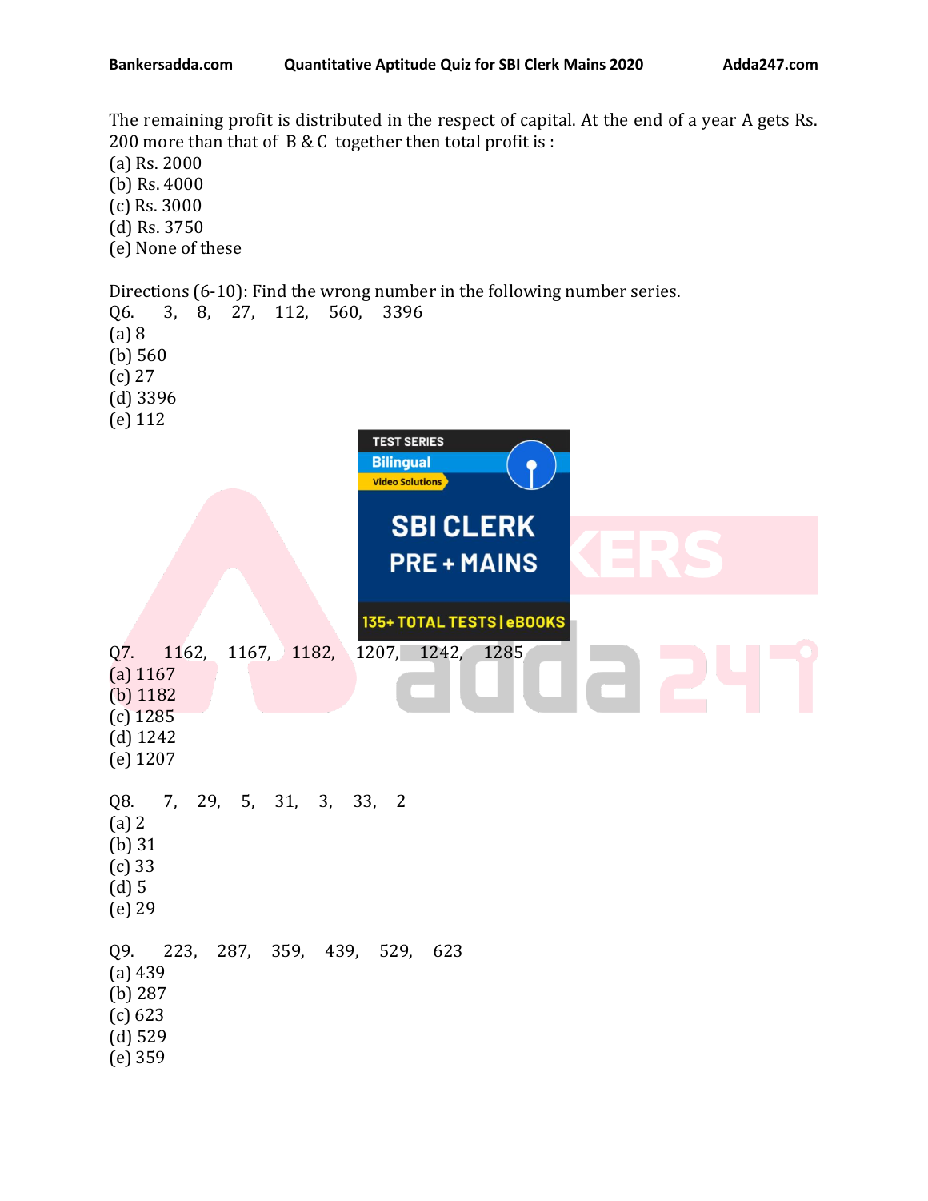The remaining profit is distributed in the respect of capital. At the end of a year A gets Rs. 200 more than that of B & C together then total profit is :

(a) Rs. 2000
(b) Rs. 4000
(c) Rs. 3000
(d) Rs. 3750
(e) None of these

Directions (6-10): Find the wrong number in the following number series.

Q6. 3, 8, 27, 112, 560, 3396

(a) 8
(b) 560
(c) 27
(d) 3396
(e) 112

Q7. 1162, 1167, 1182, 1207, 1242, 1285

(a) 1167
(b) 1182
(c) 1285
(d) 1242
(e) 1207

Q8. 7, 29, 5, 31, 3, 33, 2

(a) 2
(b) 31
(c) 33
(d) 5
(e) 29

Q9. 223, 287, 359, 439, 529, 623

(a) 439
(b) 287
(c) 623
(d) 529
(e) 359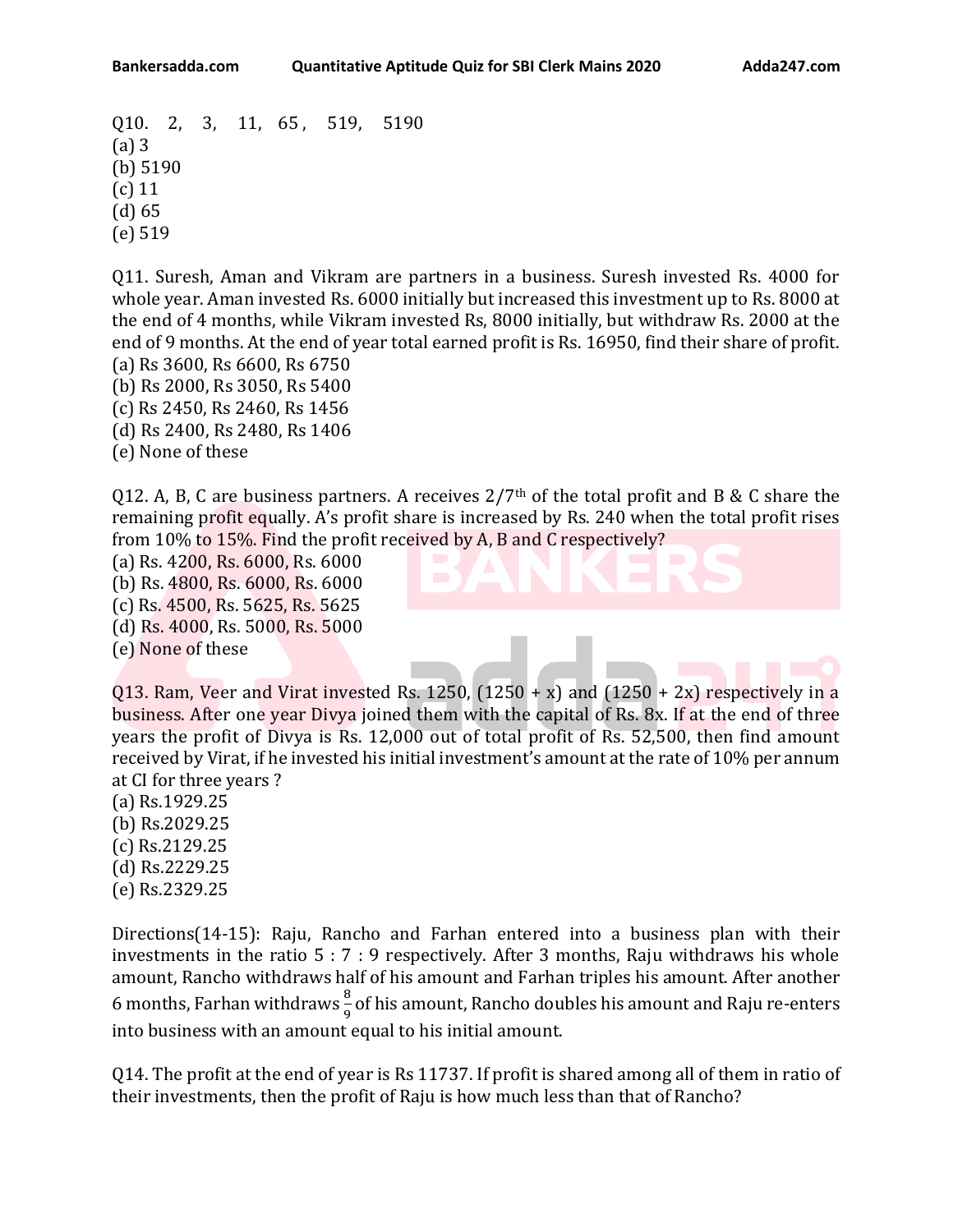Q10. 2, 3, 11, 65 , 519, 5190
(a) 3
(b) 5190
(c) 11
(d) 65
(e) 519

Q11. Suresh, Aman and Vikram are partners in a business. Suresh invested Rs. 4000 for whole year. Aman invested Rs. 6000 initially but increased this investment up to Rs. 8000 at the end of 4 months, while Vikram invested Rs, 8000 initially, but withdraw Rs. 2000 at the end of 9 months. At the end of year total earned profit is Rs. 16950, find their share of profit.
(a) Rs 3600, Rs 6600, Rs 6750
(b) Rs 2000, Rs 3050, Rs 5400
(c) Rs 2450, Rs 2460, Rs 1456
(d) Rs 2400, Rs 2480, Rs 1406
(e) None of these

Q12. A, B, C are business partners. A receives 2/7th of the total profit and B & C share the remaining profit equally. A's profit share is increased by Rs. 240 when the total profit rises from 10% to 15%. Find the profit received by A, B and C respectively?
(a) Rs. 4200, Rs. 6000, Rs. 6000
(b) Rs. 4800, Rs. 6000, Rs. 6000
(c) Rs. 4500, Rs. 5625, Rs. 5625
(d) Rs. 4000, Rs. 5000, Rs. 5000
(e) None of these

Q13. Ram, Veer and Virat invested Rs. 1250, (1250 + x) and (1250 + 2x) respectively in a business. After one year Divya joined them with the capital of Rs. 8x. If at the end of three years the profit of Divya is Rs. 12,000 out of total profit of Rs. 52,500, then find amount received by Virat, if he invested his initial investment's amount at the rate of 10% per annum at CI for three years ?
(a) Rs.1929.25
(b) Rs.2029.25
(c) Rs.2129.25
(d) Rs.2229.25
(e) Rs.2329.25

Directions(14-15): Raju, Rancho and Farhan entered into a business plan with their investments in the ratio 5 : 7 : 9 respectively. After 3 months, Raju withdraws his whole amount, Rancho withdraws half of his amount and Farhan triples his amount. After another 6 months, Farhan withdraws $\frac{8}{9}$ of his amount, Rancho doubles his amount and Raju re-enters into business with an amount equal to his initial amount.

Q14. The profit at the end of year is Rs 11737. If profit is shared among all of them in ratio of their investments, then the profit of Raju is how much less than that of Rancho?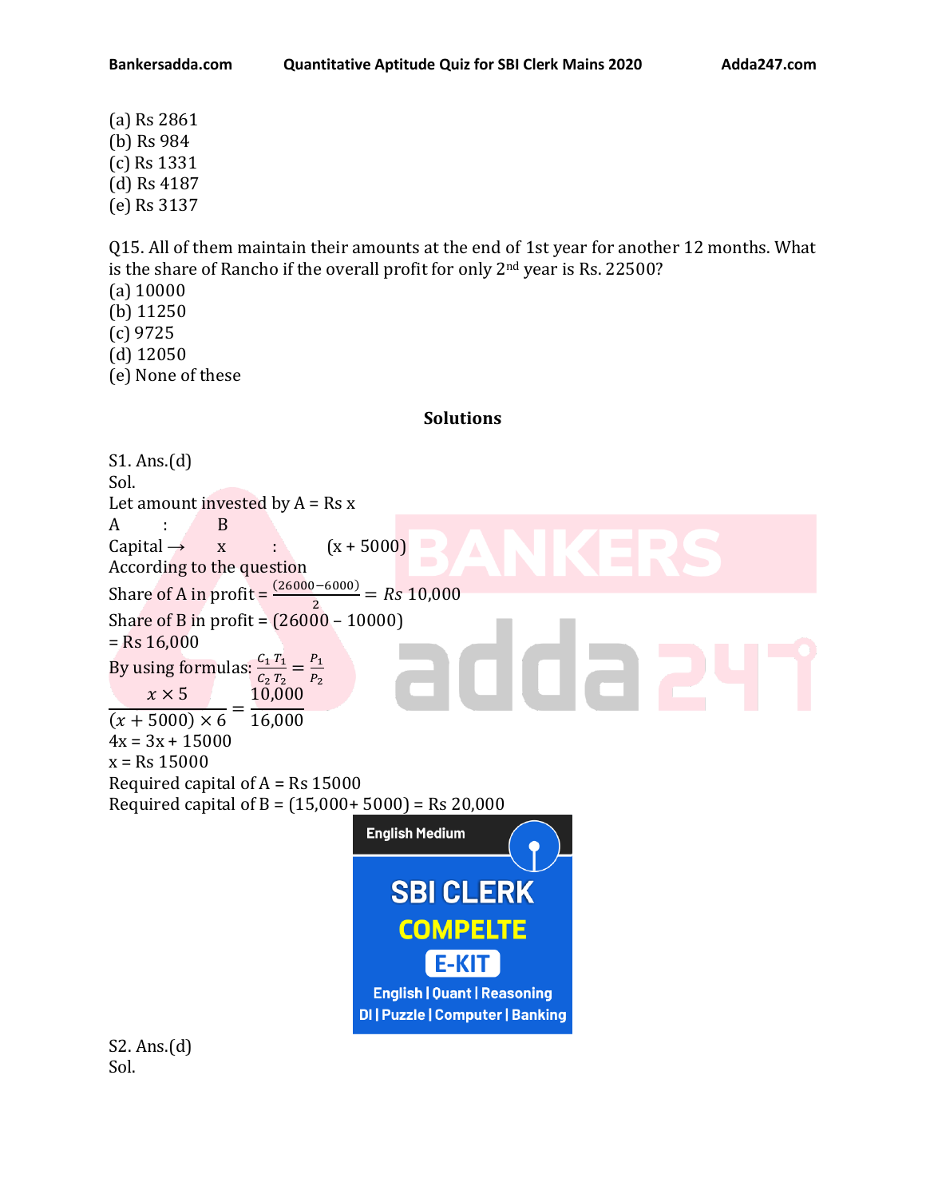(a) Rs 2861
(b) Rs 984
(c) Rs 1331
(d) Rs 4187
(e) Rs 3137

Q15. All of them maintain their amounts at the end of 1st year for another 12 months. What is the share of Rancho if the overall profit for only 2nd year is Rs. 22500?
(a) 10000
(b) 11250
(c) 9725
(d) 12050
(e) None of these

## Solutions

S1. Ans.(d)
Sol.
Let amount invested by A = Rs x

A : B

Capital → x : (x + 5000)

According to the question

Share of A in profit = $\frac{(26000-6000)}{2} = Rs\ 10,000$

Share of B in profit = (26000 – 10000)
= Rs 16,000

By using formulas: $\frac{C_1 T_1}{C_2 T_2} = \frac{P_1}{P_2}$

$$\frac{x \times 5}{(x + 5000) \times 6} = \frac{10,000}{16,000}$$

4x = 3x + 15000

x = Rs 15000

Required capital of A = Rs 15000

Required capital of B = (15,000+ 5000) = Rs 20,000

S2. Ans.(d)
Sol.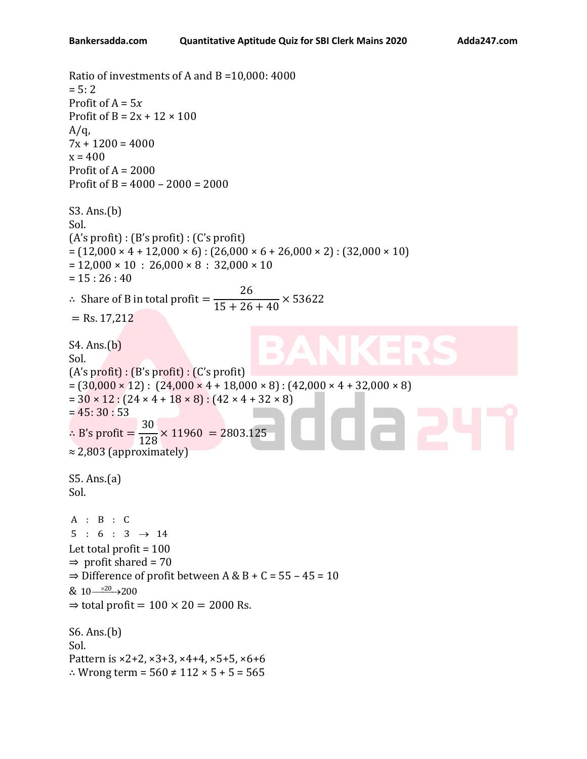Ratio of investments of A and B =10,000: 4000
= 5: 2
Profit of A = $5x$
Profit of B = 2x + 12 × 100
A/q,
7x + 1200 = 4000
x = 400
Profit of A = 2000
Profit of B = 4000 – 2000 = 2000

S3. Ans.(b)
Sol.
(A's profit) : (B's profit) : (C's profit)
= (12,000 × 4 + 12,000 × 6) : (26,000 × 6 + 26,000 × 2) : (32,000 × 10)
= 12,000 × 10 : 26,000 × 8 : 32,000 × 10
= 15 : 26 : 40

$$\therefore \text{ Share of B in total profit } = \frac{26}{15+26+40} \times 53622$$

$= \text{Rs. } 17{,}212$

S4. Ans.(b)
Sol.
(A's profit) : (B's profit) : (C's profit)
= (30,000 × 12) : (24,000 × 4 + 18,000 × 8) : (42,000 × 4 + 32,000 × 8)
= 30 × 12 : (24 × 4 + 18 × 8) : (42 × 4 + 32 × 8)
= 45: 30 : 53

$$\therefore \text{B's profit} = \frac{30}{128} \times 11960 = 2803.125$$

≈ 2,803 (approximately)

S5. Ans.(a)
Sol.

A : B : C
5 : 6 : 3 → 14
Let total profit = 100
⇒ profit shared = 70
⇒ Difference of profit between A & B + C = 55 – 45 = 10
& $10 \xrightarrow{\times 20} 200$
⇒ total profit = 100 × 20 = 2000 Rs.

S6. Ans.(b)
Sol.
Pattern is ×2+2, ×3+3, ×4+4, ×5+5, ×6+6
∴ Wrong term = 560 ≠ 112 × 5 + 5 = 565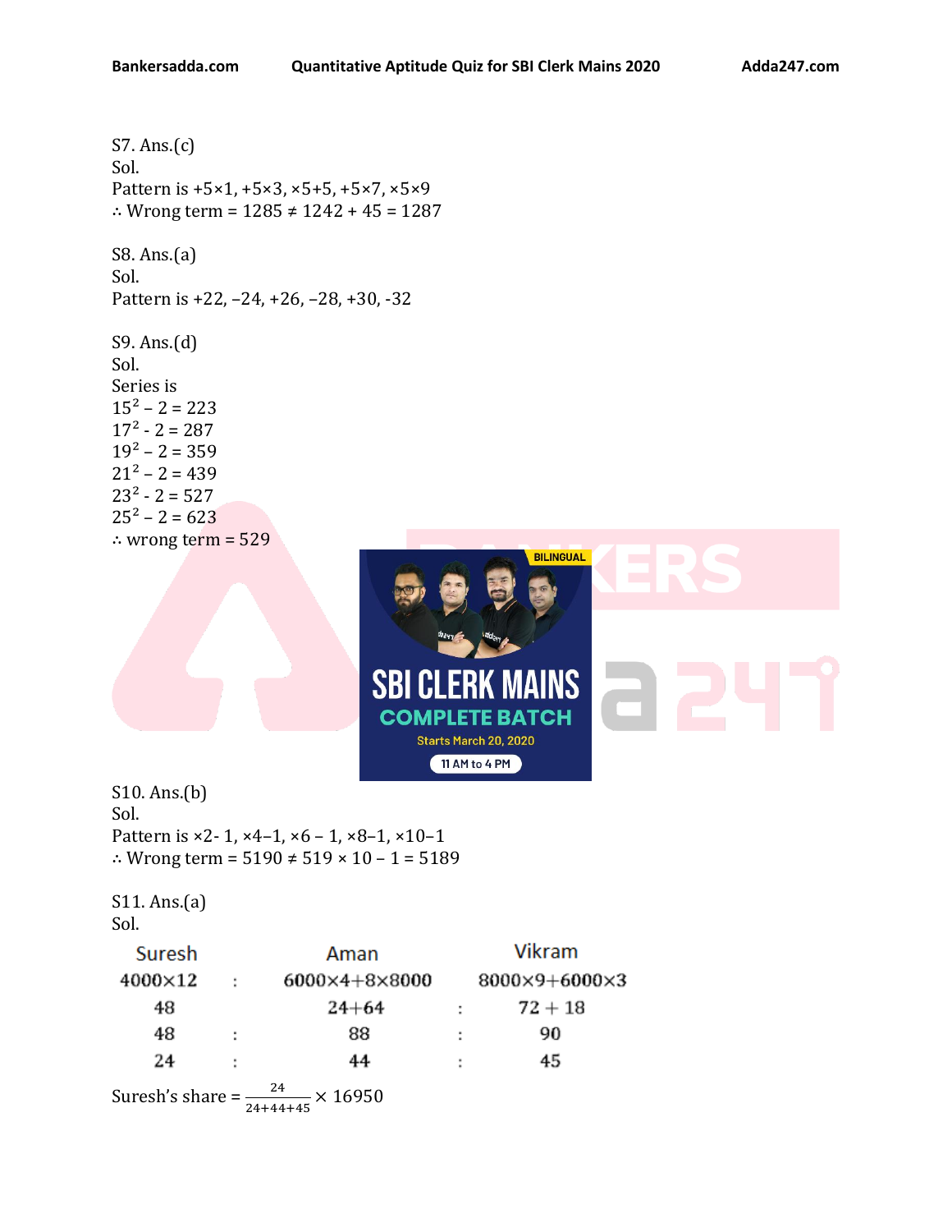S7. Ans.(c)
Sol.
Pattern is +5×1, +5×3, ×5+5, +5×7, ×5×9
∴ Wrong term = 1285 ≠ 1242 + 45 = 1287

S8. Ans.(a)
Sol.
Pattern is +22, –24, +26, –28, +30, -32

S9. Ans.(d)
Sol.
Series is
$15^2 – 2 = 223$
$17^2 - 2 = 287$
$19^2 – 2 = 359$
$21^2 – 2 = 439$
$23^2 - 2 = 527$
$25^2 – 2 = 623$
∴ wrong term = 529

S10. Ans.(b)
Sol.
Pattern is ×2- 1, ×4–1, ×6 – 1, ×8–1, ×10–1
∴ Wrong term = 5190 ≠ 519 × 10 – 1 = 5189

S11. Ans.(a)
Sol.

| Suresh | | Aman | | Vikram |
|---|---|---|---|---|
| 4000×12 | : | 6000×4+8×8000 | | 8000×9+6000×3 |
| 48 | | 24+64 | : | 72 + 18 |
| 48 | : | 88 | : | 90 |
| 24 | : | 44 | : | 45 |

Suresh's share = $\frac{24}{24+44+45} \times 16950$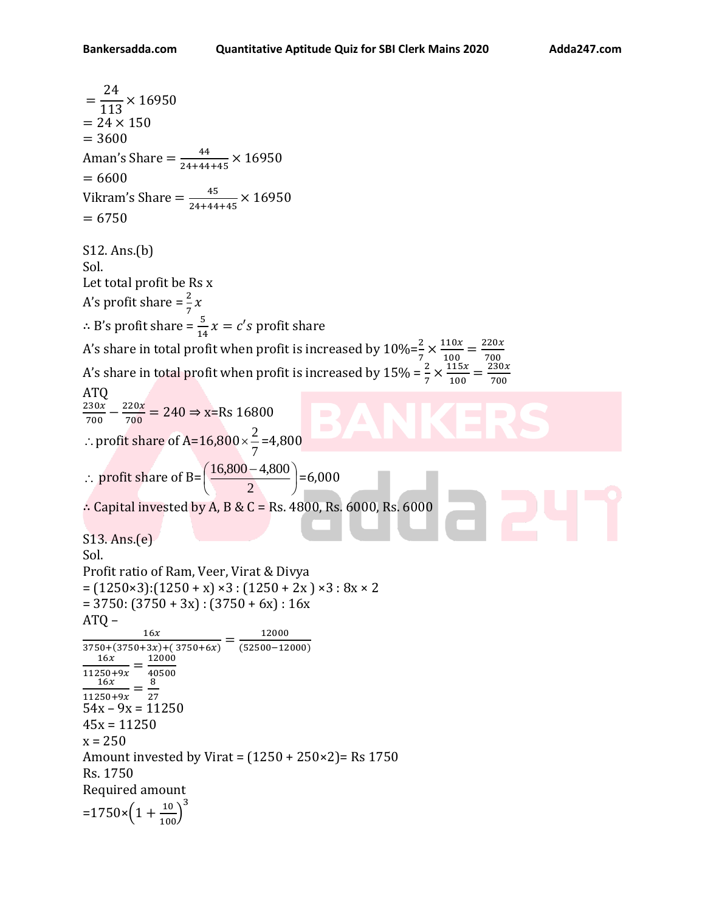$= \frac{24}{113} \times 16950$
$= 24 \times 150$
$= 3600$
Aman's Share $= \frac{44}{24+44+45} \times 16950$
$= 6600$
Vikram's Share $= \frac{45}{24+44+45} \times 16950$
$= 6750$

S12. Ans.(b)
Sol.
Let total profit be Rs x
A's profit share $= \frac{2}{7}x$
$\therefore$ B's profit share $= \frac{5}{14}x = c's$ profit share
A's share in total profit when profit is increased by 10%$= \frac{2}{7} \times \frac{110x}{100} = \frac{220x}{700}$
A's share in total profit when profit is increased by 15% $= \frac{2}{7} \times \frac{115x}{100} = \frac{230x}{700}$
ATQ
$\frac{230x}{700} - \frac{220x}{700} = 240 \Rightarrow$ x=Rs 16800
$\therefore$ profit share of A$=16,800 \times \frac{2}{7} = 4,800$
$\therefore$ profit share of B$= \left(\frac{16,800 - 4,800}{2}\right) = 6,000$
$\therefore$ Capital invested by A, B & C = Rs. 4800, Rs. 6000, Rs. 6000

S13. Ans.(e)
Sol.
Profit ratio of Ram, Veer, Virat & Divya
$= (1250 \times 3) : (1250 + x) \times 3 : (1250 + 2x) \times 3 : 8x \times 2$
$= 3750 : (3750 + 3x) : (3750 + 6x) : 16x$
ATQ –
$\frac{16x}{3750+(3750+3x)+(3750+6x)} = \frac{12000}{(52500-12000)}$
$\frac{16x}{11250+9x} = \frac{12000}{40500}$
$\frac{16x}{11250+9x} = \frac{8}{27}$
$54x - 9x = 11250$
$45x = 11250$
$x = 250$
Amount invested by Virat $= (1250 + 250 \times 2)$= Rs 1750
Rs. 1750
Required amount
$= 1750 \times \left(1 + \frac{10}{100}\right)^3$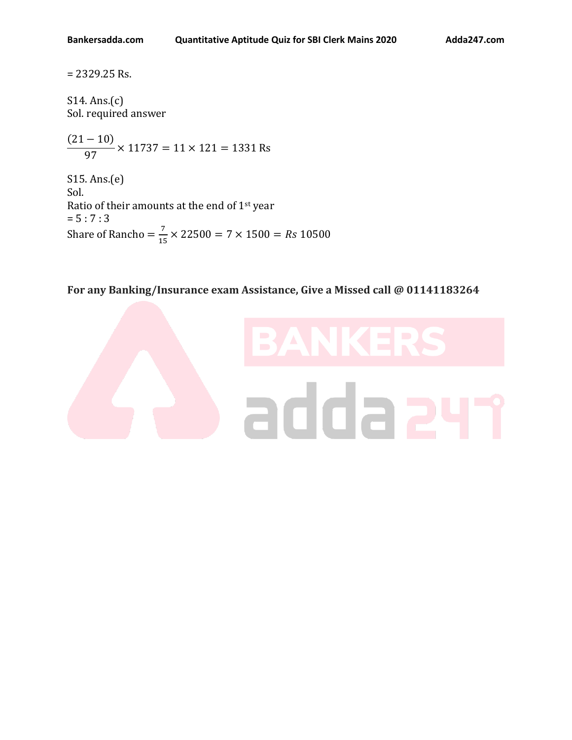= 2329.25 Rs.

S14. Ans.(c)
Sol. required answer

$$\frac{(21-10)}{97} \times 11737 = 11 \times 121 = 1331 \text{ Rs}$$

S15. Ans.(e)
Sol.
Ratio of their amounts at the end of 1st year
= 5 : 7 : 3
Share of Rancho $= \frac{7}{15} \times 22500 = 7 \times 1500 = Rs\ 10500$

**For any Banking/Insurance exam Assistance, Give a Missed call @ 01141183264**